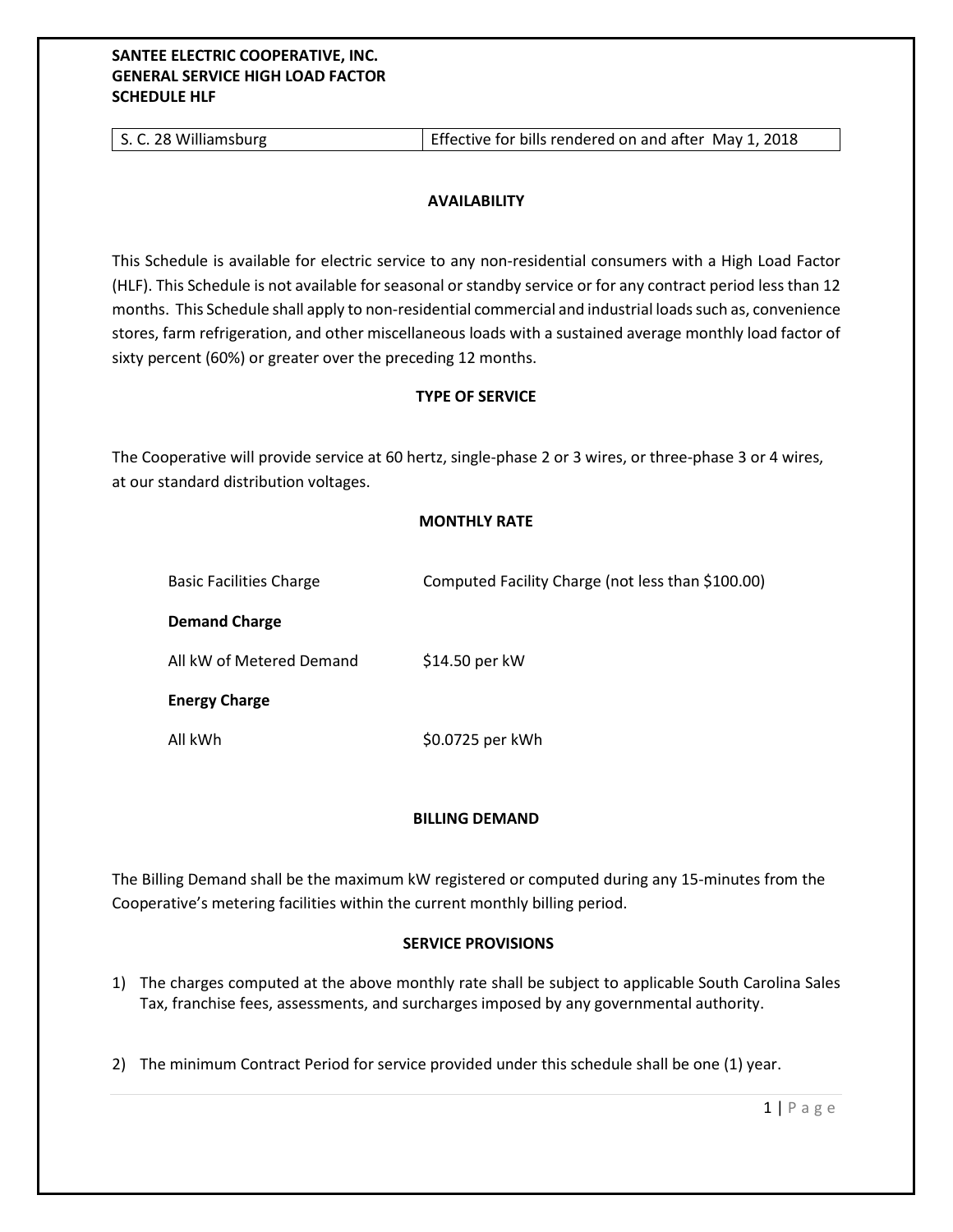**SANTEE ELECTRIC COOPERATIVE, INC.**
**GENERAL SERVICE HIGH LOAD FACTOR**
**SCHEDULE HLF**

| S. C. 28 Williamsburg | Effective for bills rendered on and after May 1, 2018 |
|---|---|

## AVAILABILITY

This Schedule is available for electric service to any non-residential consumers with a High Load Factor (HLF). This Schedule is not available for seasonal or standby service or for any contract period less than 12 months. This Schedule shall apply to non-residential commercial and industrial loads such as, convenience stores, farm refrigeration, and other miscellaneous loads with a sustained average monthly load factor of sixty percent (60%) or greater over the preceding 12 months.

## TYPE OF SERVICE

The Cooperative will provide service at 60 hertz, single-phase 2 or 3 wires, or three-phase 3 or 4 wires, at our standard distribution voltages.

## MONTHLY RATE

Basic Facilities Charge — Computed Facility Charge (not less than $100.00)

**Demand Charge**

All kW of Metered Demand — $14.50 per kW

**Energy Charge**

All kWh — $0.0725 per kWh

## BILLING DEMAND

The Billing Demand shall be the maximum kW registered or computed during any 15-minutes from the Cooperative's metering facilities within the current monthly billing period.

## SERVICE PROVISIONS

1) The charges computed at the above monthly rate shall be subject to applicable South Carolina Sales Tax, franchise fees, assessments, and surcharges imposed by any governmental authority.

2) The minimum Contract Period for service provided under this schedule shall be one (1) year.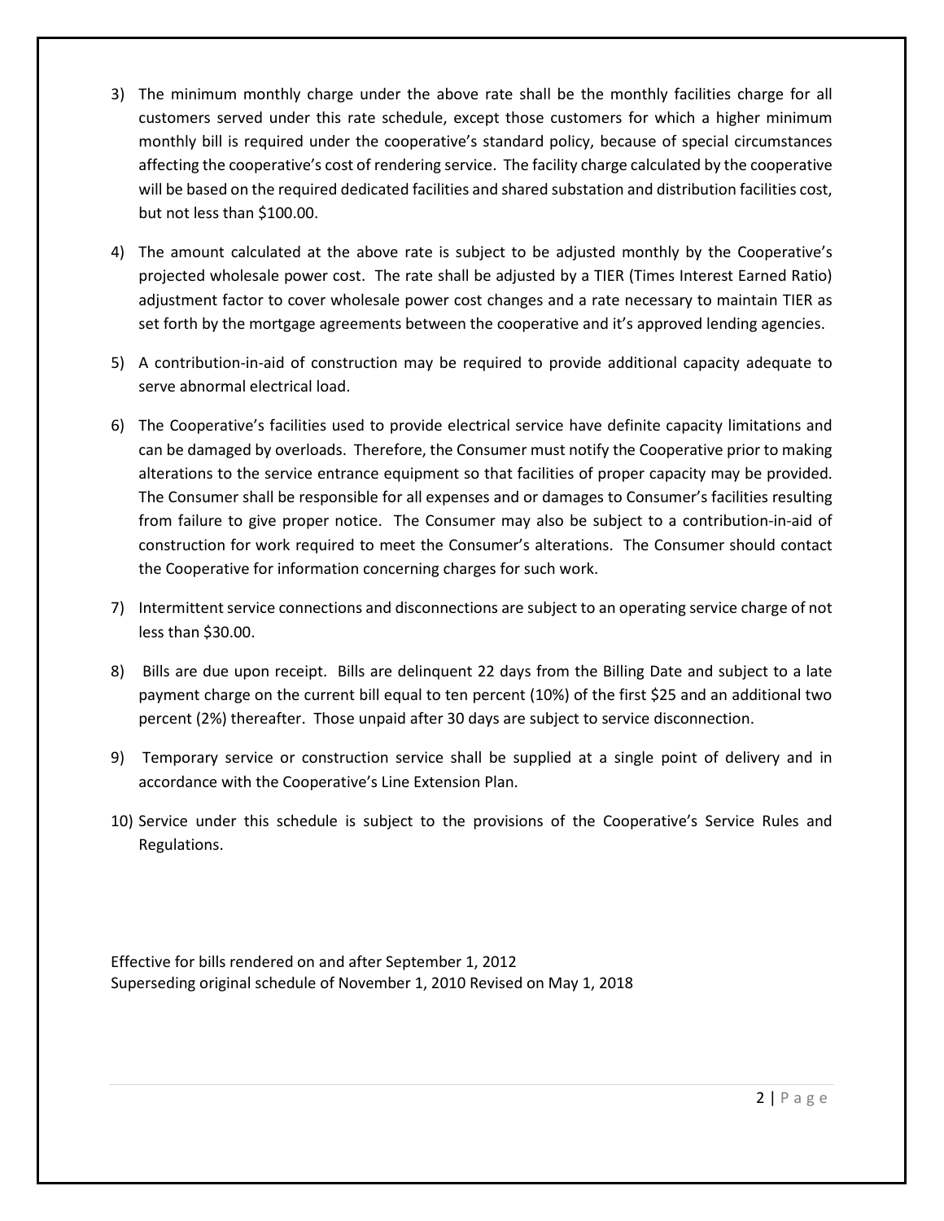3) The minimum monthly charge under the above rate shall be the monthly facilities charge for all customers served under this rate schedule, except those customers for which a higher minimum monthly bill is required under the cooperative's standard policy, because of special circumstances affecting the cooperative's cost of rendering service. The facility charge calculated by the cooperative will be based on the required dedicated facilities and shared substation and distribution facilities cost, but not less than $100.00.

4) The amount calculated at the above rate is subject to be adjusted monthly by the Cooperative's projected wholesale power cost. The rate shall be adjusted by a TIER (Times Interest Earned Ratio) adjustment factor to cover wholesale power cost changes and a rate necessary to maintain TIER as set forth by the mortgage agreements between the cooperative and it's approved lending agencies.

5) A contribution-in-aid of construction may be required to provide additional capacity adequate to serve abnormal electrical load.

6) The Cooperative's facilities used to provide electrical service have definite capacity limitations and can be damaged by overloads. Therefore, the Consumer must notify the Cooperative prior to making alterations to the service entrance equipment so that facilities of proper capacity may be provided. The Consumer shall be responsible for all expenses and or damages to Consumer's facilities resulting from failure to give proper notice. The Consumer may also be subject to a contribution-in-aid of construction for work required to meet the Consumer's alterations. The Consumer should contact the Cooperative for information concerning charges for such work.

7) Intermittent service connections and disconnections are subject to an operating service charge of not less than $30.00.

8) Bills are due upon receipt. Bills are delinquent 22 days from the Billing Date and subject to a late payment charge on the current bill equal to ten percent (10%) of the first $25 and an additional two percent (2%) thereafter. Those unpaid after 30 days are subject to service disconnection.

9) Temporary service or construction service shall be supplied at a single point of delivery and in accordance with the Cooperative's Line Extension Plan.

10) Service under this schedule is subject to the provisions of the Cooperative's Service Rules and Regulations.

Effective for bills rendered on and after September 1, 2012
Superseding original schedule of November 1, 2010 Revised on May 1, 2018